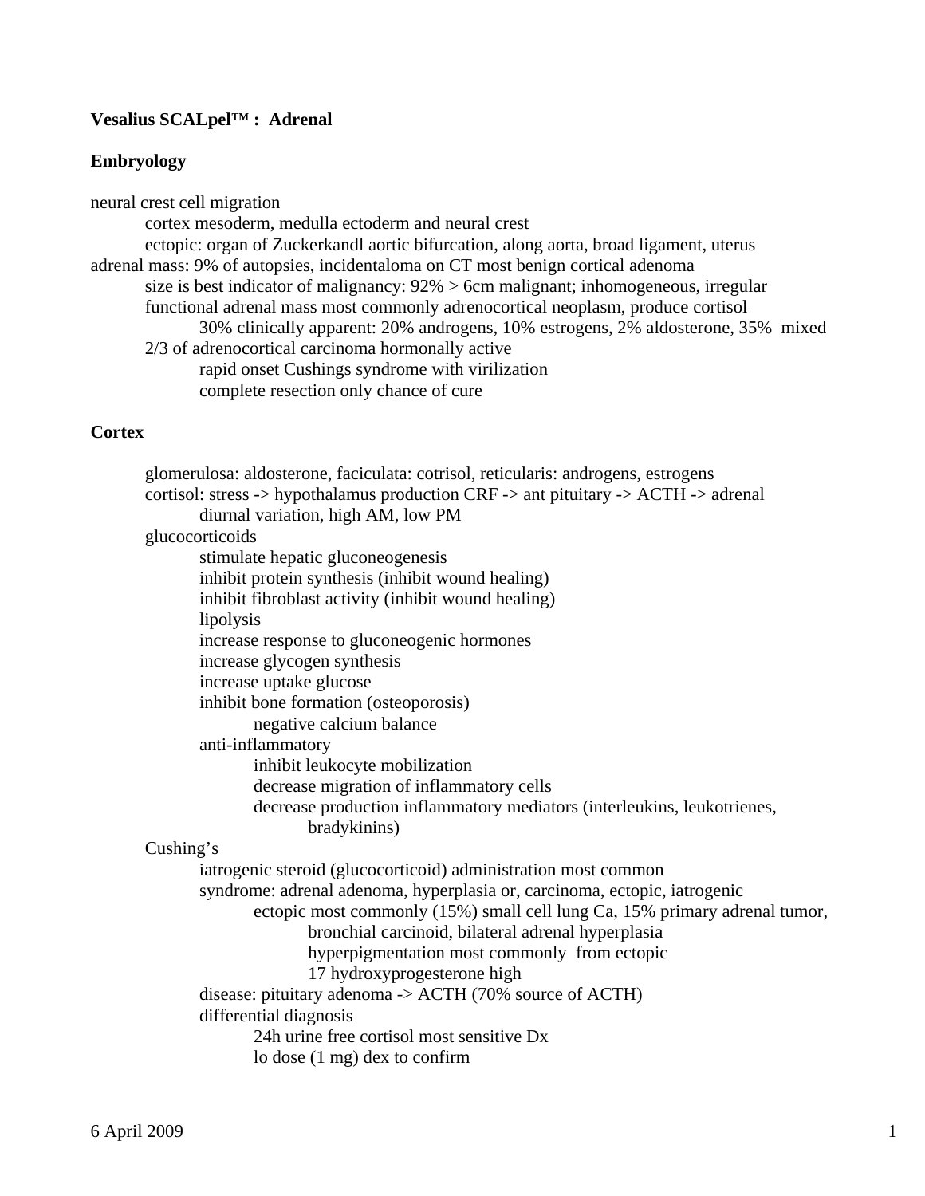**Vesalius SCALpel™ : Adrenal**

**Embryology**

- neural crest cell migration
  - cortex mesoderm, medulla ectoderm and neural crest
  - ectopic: organ of Zuckerkandl aortic bifurcation, along aorta, broad ligament, uterus
- adrenal mass: 9% of autopsies, incidentaloma on CT most benign cortical adenoma
  - size is best indicator of malignancy: 92% > 6cm malignant; inhomogeneous, irregular
  - functional adrenal mass most commonly adrenocortical neoplasm, produce cortisol
    - 30% clinically apparent: 20% androgens, 10% estrogens, 2% aldosterone, 35% mixed
  - 2/3 of adrenocortical carcinoma hormonally active
    - rapid onset Cushings syndrome with virilization
    - complete resection only chance of cure

**Cortex**

- glomerulosa: aldosterone, faciculata: cotrisol, reticularis: androgens, estrogens
- cortisol: stress -> hypothalamus production CRF -> ant pituitary -> ACTH -> adrenal
  - diurnal variation, high AM, low PM
- glucocorticoids
  - stimulate hepatic gluconeogenesis
  - inhibit protein synthesis (inhibit wound healing)
  - inhibit fibroblast activity (inhibit wound healing)
  - lipolysis
  - increase response to gluconeogenic hormones
  - increase glycogen synthesis
  - increase uptake glucose
  - inhibit bone formation (osteoporosis)
    - negative calcium balance
  - anti-inflammatory
    - inhibit leukocyte mobilization
    - decrease migration of inflammatory cells
    - decrease production inflammatory mediators (interleukins, leukotrienes, bradykinins)
- Cushing's
  - iatrogenic steroid (glucocorticoid) administration most common
  - syndrome: adrenal adenoma, hyperplasia or, carcinoma, ectopic, iatrogenic
    - ectopic most commonly (15%) small cell lung Ca, 15% primary adrenal tumor, bronchial carcinoid, bilateral adrenal hyperplasia
      - hyperpigmentation most commonly from ectopic
      - 17 hydroxyprogesterone high
  - disease: pituitary adenoma -> ACTH (70% source of ACTH)
  - differential diagnosis
    - 24h urine free cortisol most sensitive Dx
    - lo dose (1 mg) dex to confirm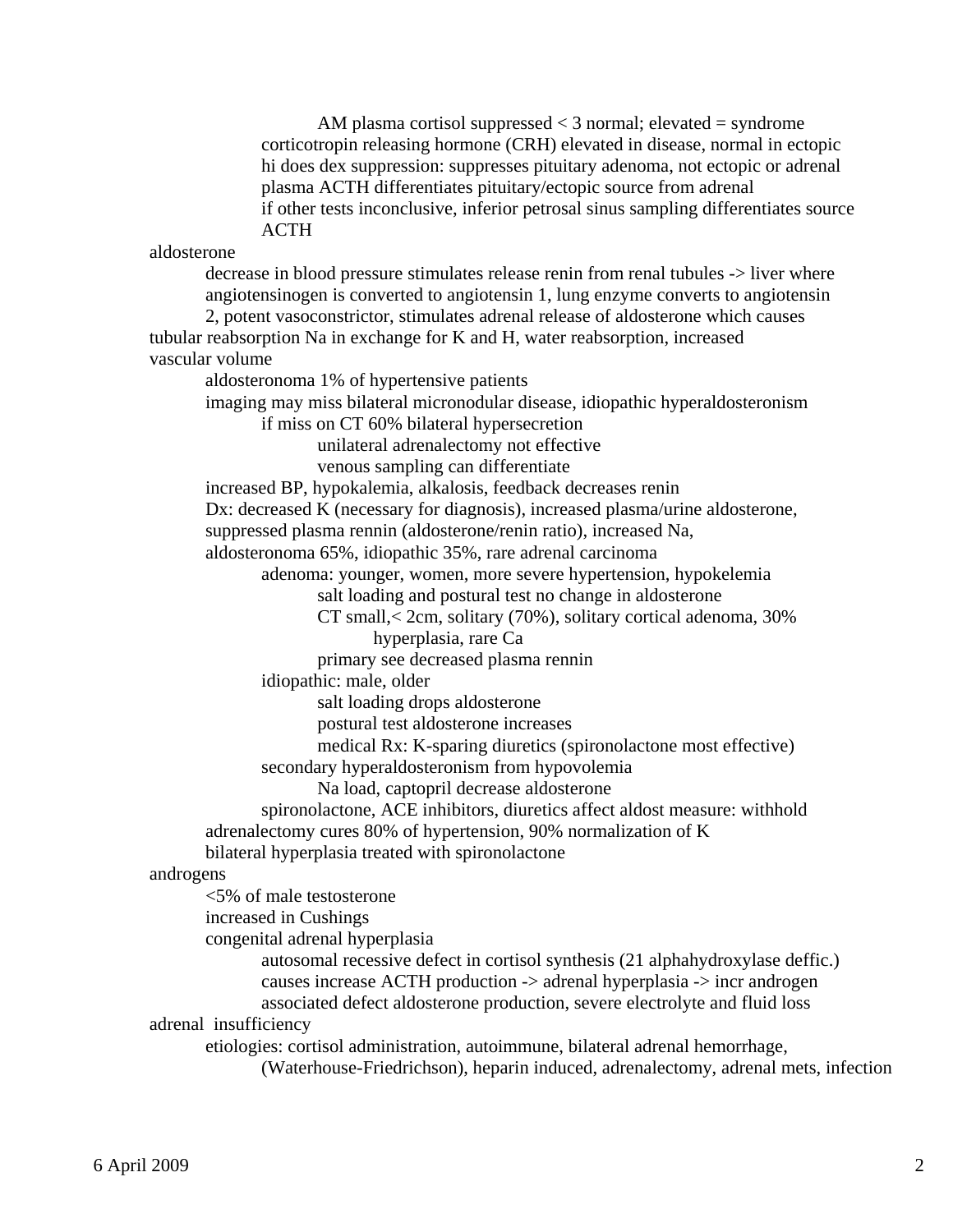- AM plasma cortisol suppressed < 3 normal; elevated = syndrome
  - corticotropin releasing hormone (CRH) elevated in disease, normal in ectopic
  - hi does dex suppression: suppresses pituitary adenoma, not ectopic or adrenal
  - plasma ACTH differentiates pituitary/ectopic source from adrenal
  - if other tests inconclusive, inferior petrosal sinus sampling differentiates source ACTH

aldosterone

- decrease in blood pressure stimulates release renin from renal tubules -> liver where angiotensinogen is converted to angiotensin 1, lung enzyme converts to angiotensin 2, potent vasoconstrictor, stimulates adrenal release of aldosterone which causes tubular reabsorption Na in exchange for K and H, water reabsorption, increased vascular volume
- aldosteronoma 1% of hypertensive patients
- imaging may miss bilateral micronodular disease, idiopathic hyperaldosteronism
  - if miss on CT 60% bilateral hypersecretion
    - unilateral adrenalectomy not effective
    - venous sampling can differentiate
- increased BP, hypokalemia, alkalosis, feedback decreases renin
- Dx: decreased K (necessary for diagnosis), increased plasma/urine aldosterone, suppressed plasma rennin (aldosterone/renin ratio), increased Na,
- aldosteronoma 65%, idiopathic 35%, rare adrenal carcinoma
  - adenoma: younger, women, more severe hypertension, hypokelemia
    - salt loading and postural test no change in aldosterone
    - CT small,< 2cm, solitary (70%), solitary cortical adenoma, 30% hyperplasia, rare Ca
    - primary see decreased plasma rennin
  - idiopathic: male, older
    - salt loading drops aldosterone
    - postural test aldosterone increases
    - medical Rx: K-sparing diuretics (spironolactone most effective)
  - secondary hyperaldosteronism from hypovolemia
    - Na load, captopril decrease aldosterone
  - spironolactone, ACE inhibitors, diuretics affect aldost measure: withhold
- adrenalectomy cures 80% of hypertension, 90% normalization of K
- bilateral hyperplasia treated with spironolactone

androgens

- <5% of male testosterone
- increased in Cushings
- congenital adrenal hyperplasia
  - autosomal recessive defect in cortisol synthesis (21 alphahydroxylase deffic.)
  - causes increase ACTH production -> adrenal hyperplasia -> incr androgen
  - associated defect aldosterone production, severe electrolyte and fluid loss

adrenal insufficiency

- etiologies: cortisol administration, autoimmune, bilateral adrenal hemorrhage, (Waterhouse-Friedrichson), heparin induced, adrenalectomy, adrenal mets, infection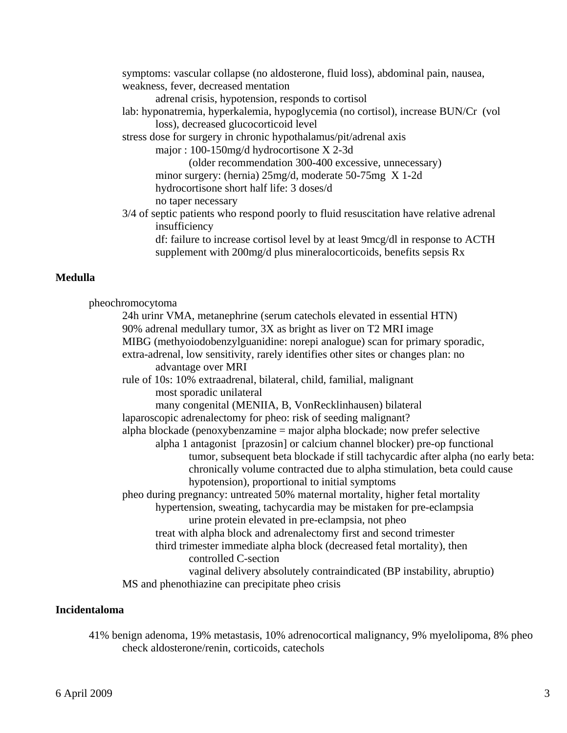- symptoms: vascular collapse (no aldosterone, fluid loss), abdominal pain, nausea, weakness, fever, decreased mentation
  - adrenal crisis, hypotension, responds to cortisol
- lab: hyponatremia, hyperkalemia, hypoglycemia (no cortisol), increase BUN/Cr (vol loss), decreased glucocorticoid level
- stress dose for surgery in chronic hypothalamus/pit/adrenal axis
  - major : 100-150mg/d hydrocortisone X 2-3d
    - (older recommendation 300-400 excessive, unnecessary)
  - minor surgery: (hernia) 25mg/d, moderate 50-75mg X 1-2d
  - hydrocortisone short half life: 3 doses/d
  - no taper necessary
- 3/4 of septic patients who respond poorly to fluid resuscitation have relative adrenal insufficiency
  - df: failure to increase cortisol level by at least 9mcg/dl in response to ACTH
  - supplement with 200mg/d plus mineralocorticoids, benefits sepsis Rx

**Medulla**

- pheochromocytoma
  - 24h urinr VMA, metanephrine (serum catechols elevated in essential HTN)
  - 90% adrenal medullary tumor, 3X as bright as liver on T2 MRI image
  - MIBG (methyoiodobenzylguanidine: norepi analogue) scan for primary sporadic, extra-adrenal, low sensitivity, rarely identifies other sites or changes plan: no advantage over MRI
  - rule of 10s: 10% extraadrenal, bilateral, child, familial, malignant
    - most sporadic unilateral
    - many congenital (MENIIA, B, VonRecklinhausen) bilateral
  - laparoscopic adrenalectomy for pheo: risk of seeding malignant?
  - alpha blockade (penoxybenzamine = major alpha blockade; now prefer selective
    - alpha 1 antagonist [prazosin] or calcium channel blocker) pre-op functional
      - tumor, subsequent beta blockade if still tachycardic after alpha (no early beta: chronically volume contracted due to alpha stimulation, beta could cause hypotension), proportional to initial symptoms
  - pheo during pregnancy: untreated 50% maternal mortality, higher fetal mortality
    - hypertension, sweating, tachycardia may be mistaken for pre-eclampsia
      - urine protein elevated in pre-eclampsia, not pheo
    - treat with alpha block and adrenalectomy first and second trimester
    - third trimester immediate alpha block (decreased fetal mortality), then controlled C-section
      - vaginal delivery absolutely contraindicated (BP instability, abruptio)
  - MS and phenothiazine can precipitate pheo crisis

**Incidentaloma**

- 41% benign adenoma, 19% metastasis, 10% adrenocortical malignancy, 9% myelolipoma, 8% pheo
  - check aldosterone/renin, corticoids, catechols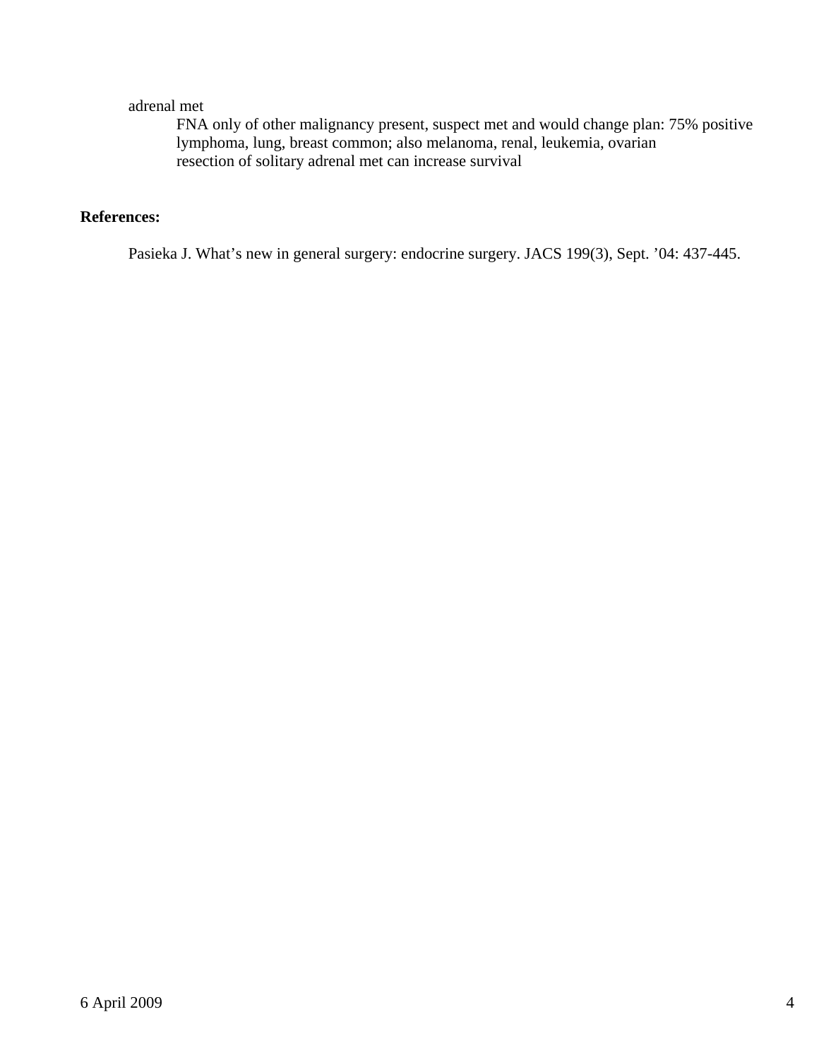adrenal met

- FNA only of other malignancy present, suspect met and would change plan: 75% positive
- lymphoma, lung, breast common; also melanoma, renal, leukemia, ovarian
- resection of solitary adrenal met can increase survival

**References:**

Pasieka J. What's new in general surgery: endocrine surgery. JACS 199(3), Sept. '04: 437-445.